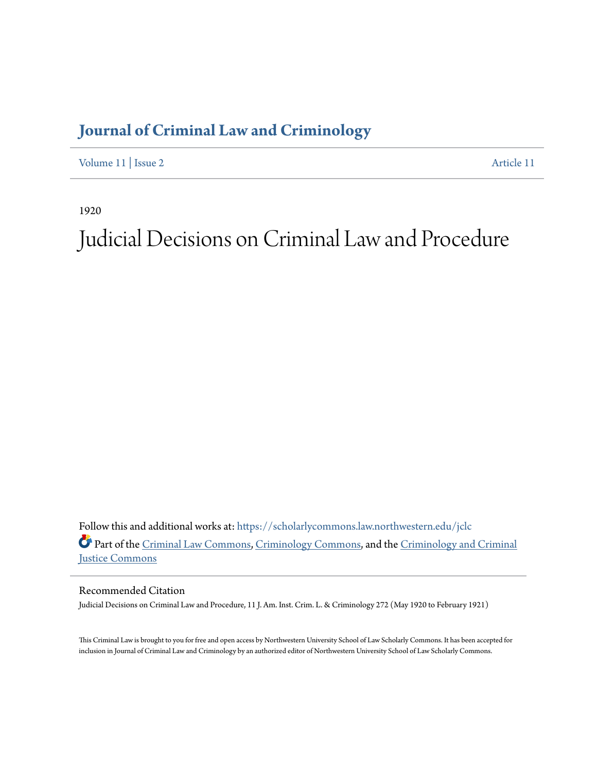# Journal of Criminal Law and Criminology

Volume 11 | Issue 2 Article 11

1920

# Judicial Decisions on Criminal Law and Procedure

Follow this and additional works at: https://scholarlycommons.law.northwestern.edu/jclc

Part of the Criminal Law Commons, Criminology Commons, and the Criminology and Criminal Justice Commons

## Recommended Citation

Judicial Decisions on Criminal Law and Procedure, 11 J. Am. Inst. Crim. L. & Criminology 272 (May 1920 to February 1921)

This Criminal Law is brought to you for free and open access by Northwestern University School of Law Scholarly Commons. It has been accepted for inclusion in Journal of Criminal Law and Criminology by an authorized editor of Northwestern University School of Law Scholarly Commons.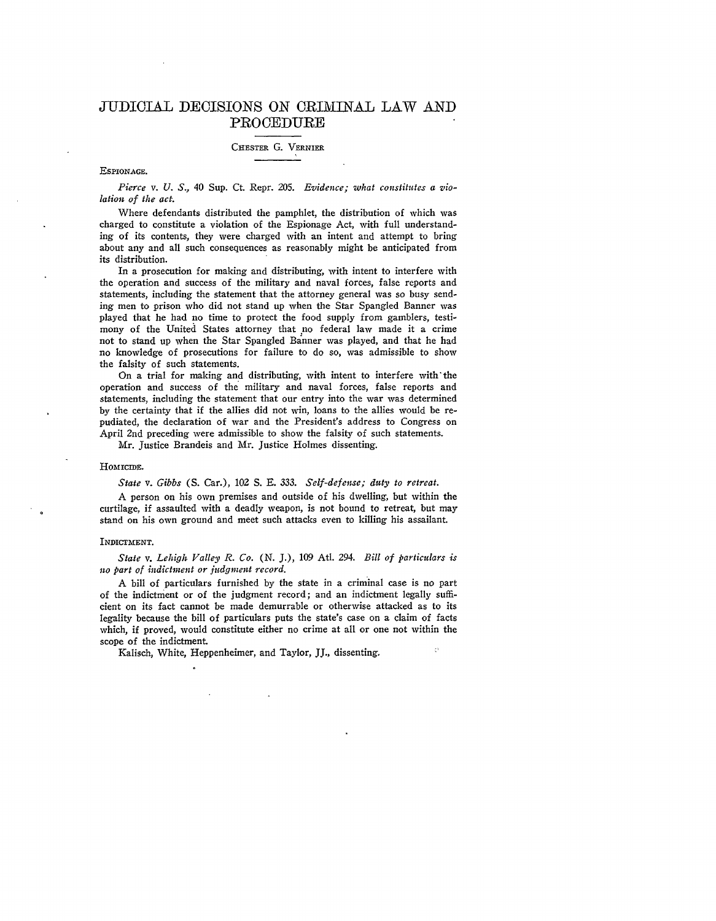# JUDICIAL DECISIONS ON CRIMINAL LAW AND PROCEDURE

CHESTER G. VERNIER

ESPIONAGE.

*Pierce v. U. S.*, 40 Sup. Ct. Repr. 205. *Evidence; what constitutes a violation of the act.*

Where defendants distributed the pamphlet, the distribution of which was charged to constitute a violation of the Espionage Act, with full understanding of its contents, they were charged with an intent and attempt to bring about any and all such consequences as reasonably might be anticipated from its distribution.

In a prosecution for making and distributing, with intent to interfere with the operation and success of the military and naval forces, false reports and statements, including the statement that the attorney general was so busy sending men to prison who did not stand up when the Star Spangled Banner was played that he had no time to protect the food supply from gamblers, testimony of the United States attorney that no federal law made it a crime not to stand up when the Star Spangled Banner was played, and that he had no knowledge of prosecutions for failure to do so, was admissible to show the falsity of such statements.

On a trial for making and distributing, with intent to interfere with the operation and success of the military and naval forces, false reports and statements, including the statement that our entry into the war was determined by the certainty that if the allies did not win, loans to the allies would be repudiated, the declaration of war and the President's address to Congress on April 2nd preceding were admissible to show the falsity of such statements.

Mr. Justice Brandeis and Mr. Justice Holmes dissenting.

HOMICIDE.

*State v. Gibbs* (S. Car.), 102 S. E. 333. *Self-defense; duty to retreat.*

A person on his own premises and outside of his dwelling, but within the curtilage, if assaulted with a deadly weapon, is not bound to retreat, but may stand on his own ground and meet such attacks even to killing his assailant.

INDICTMENT.

*State v. Lehigh Valley R. Co.* (N. J.), 109 Atl. 294. *Bill of particulars is no part of indictment or judgment record.*

A bill of particulars furnished by the state in a criminal case is no part of the indictment or of the judgment record; and an indictment legally sufficient on its fact cannot be made demurrable or otherwise attacked as to its legality because the bill of particulars puts the state's case on a claim of facts which, if proved, would constitute either no crime at all or one not within the scope of the indictment.

Kalisch, White, Heppenheimer, and Taylor, JJ., dissenting.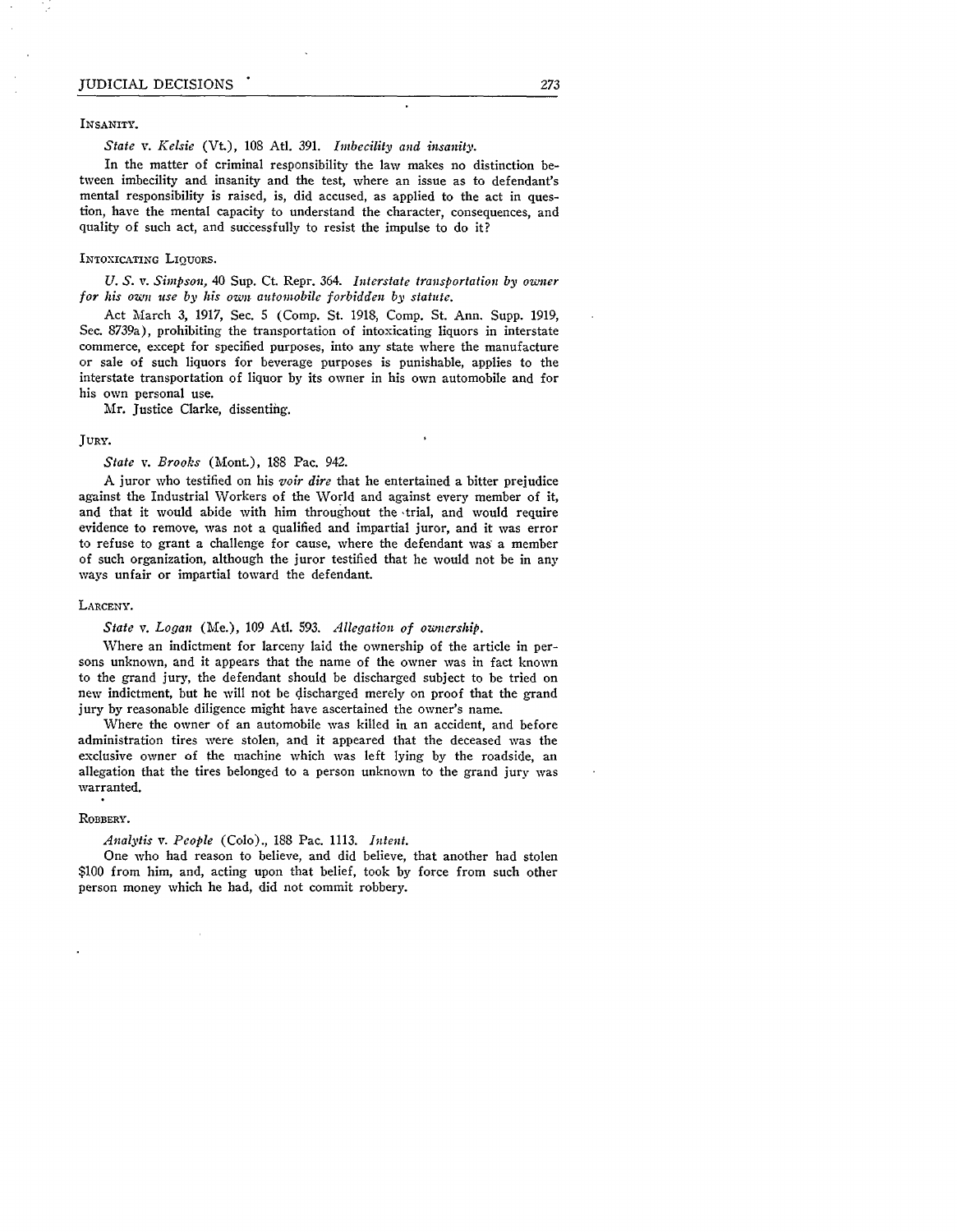INSANITY.

*State* v. *Kelsie* (Vt.), 108 Atl. 391. *Imbecility and insanity.*

In the matter of criminal responsibility the law makes no distinction between imbecility and insanity and the test, where an issue as to defendant's mental responsibility is raised, is, did accused, as applied to the act in question, have the mental capacity to understand the character, consequences, and quality of such act, and successfully to resist the impulse to do it?

INTOXICATING LIQUORS.

*U. S.* v. *Simpson*, 40 Sup. Ct. Repr. 364. *Interstate transportation by owner for his own use by his own automobile forbidden by statute.*

Act March 3, 1917, Sec. 5 (Comp. St. 1918, Comp. St. Ann. Supp. 1919, Sec. 8739a), prohibiting the transportation of intoxicating liquors in interstate commerce, except for specified purposes, into any state where the manufacture or sale of such liquors for beverage purposes is punishable, applies to the interstate transportation of liquor by its owner in his own automobile and for his own personal use.

Mr. Justice Clarke, dissenting.

JURY.

*State* v. *Brooks* (Mont.), 188 Pac. 942.

A juror who testified on his *voir dire* that he entertained a bitter prejudice against the Industrial Workers of the World and against every member of it, and that it would abide with him throughout the trial, and would require evidence to remove, was not a qualified and impartial juror, and it was error to refuse to grant a challenge for cause, where the defendant was a member of such organization, although the juror testified that he would not be in any ways unfair or impartial toward the defendant.

LARCENY.

*State* v. *Logan* (Me.), 109 Atl. 593. *Allegation of ownership.*

Where an indictment for larceny laid the ownership of the article in persons unknown, and it appears that the name of the owner was in fact known to the grand jury, the defendant should be discharged subject to be tried on new indictment, but he will not be discharged merely on proof that the grand jury by reasonable diligence might have ascertained the owner's name.

Where the owner of an automobile was killed in an accident, and before administration tires were stolen, and it appeared that the deceased was the exclusive owner of the machine which was left lying by the roadside, an allegation that the tires belonged to a person unknown to the grand jury was warranted.

ROBBERY.

*Analytis* v. *People* (Colo)., 188 Pac. 1113. *Intent.*

One who had reason to believe, and did believe, that another had stolen \$100 from him, and, acting upon that belief, took by force from such other person money which he had, did not commit robbery.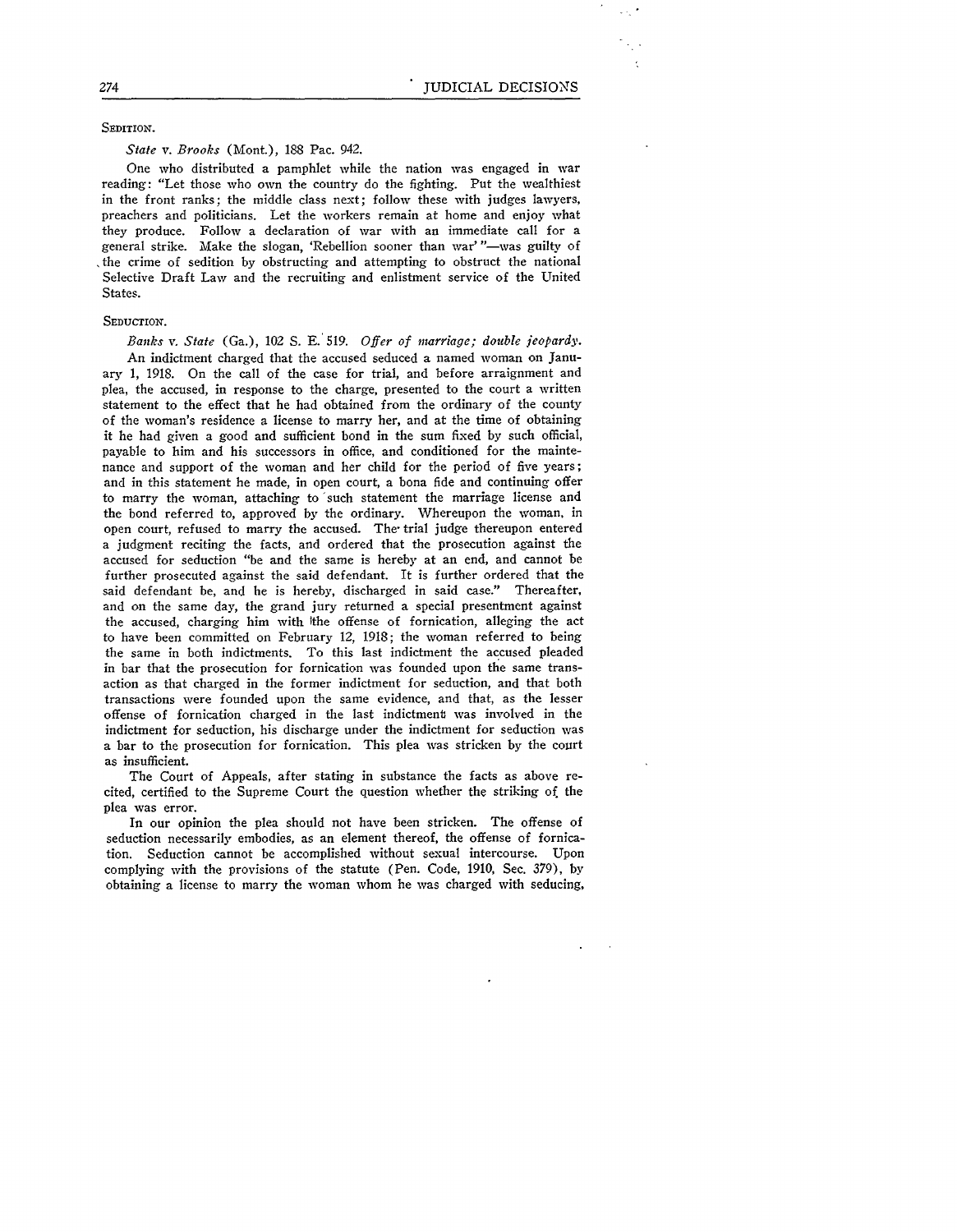SEDITION.

*State* v. *Brooks* (Mont.), 188 Pac. 942.

One who distributed a pamphlet while the nation was engaged in war reading: "Let those who own the country do the fighting. Put the wealthiest in the front ranks; the middle class next; follow these with judges lawyers, preachers and politicians. Let the workers remain at home and enjoy what they produce. Follow a declaration of war with an immediate call for a general strike. Make the slogan, 'Rebellion sooner than war' "—was guilty of the crime of sedition by obstructing and attempting to obstruct the national Selective Draft Law and the recruiting and enlistment service of the United States.

SEDUCTION.

*Banks* v. *State* (Ga.), 102 S. E. 519. *Offer of marriage; double jeopardy.*

An indictment charged that the accused seduced a named woman on January 1, 1918. On the call of the case for trial, and before arraignment and plea, the accused, in response to the charge, presented to the court a written statement to the effect that he had obtained from the ordinary of the county of the woman's residence a license to marry her, and at the time of obtaining it he had given a good and sufficient bond in the sum fixed by such official, payable to him and his successors in office, and conditioned for the maintenance and support of the woman and her child for the period of five years; and in this statement he made, in open court, a bona fide and continuing offer to marry the woman, attaching to such statement the marriage license and the bond referred to, approved by the ordinary. Whereupon the woman, in open court, refused to marry the accused. The trial judge thereupon entered a judgment reciting the facts, and ordered that the prosecution against the accused for seduction "be and the same is hereby at an end, and cannot be further prosecuted against the said defendant. It is further ordered that the said defendant be, and he is hereby, discharged in said case." Thereafter, and on the same day, the grand jury returned a special presentment against the accused, charging him with the offense of fornication, alleging the act to have been committed on February 12, 1918; the woman referred to being the same in both indictments. To this last indictment the accused pleaded in bar that the prosecution for fornication was founded upon the same transaction as that charged in the former indictment for seduction, and that both transactions were founded upon the same evidence, and that, as the lesser offense of fornication charged in the last indictment was involved in the indictment for seduction, his discharge under the indictment for seduction was a bar to the prosecution for fornication. This plea was stricken by the court as insufficient.

The Court of Appeals, after stating in substance the facts as above recited, certified to the Supreme Court the question whether the striking of the plea was error.

In our opinion the plea should not have been stricken. The offense of seduction necessarily embodies, as an element thereof, the offense of fornication. Seduction cannot be accomplished without sexual intercourse. Upon complying with the provisions of the statute (Pen. Code, 1910, Sec. 379), by obtaining a license to marry the woman whom he was charged with seducing,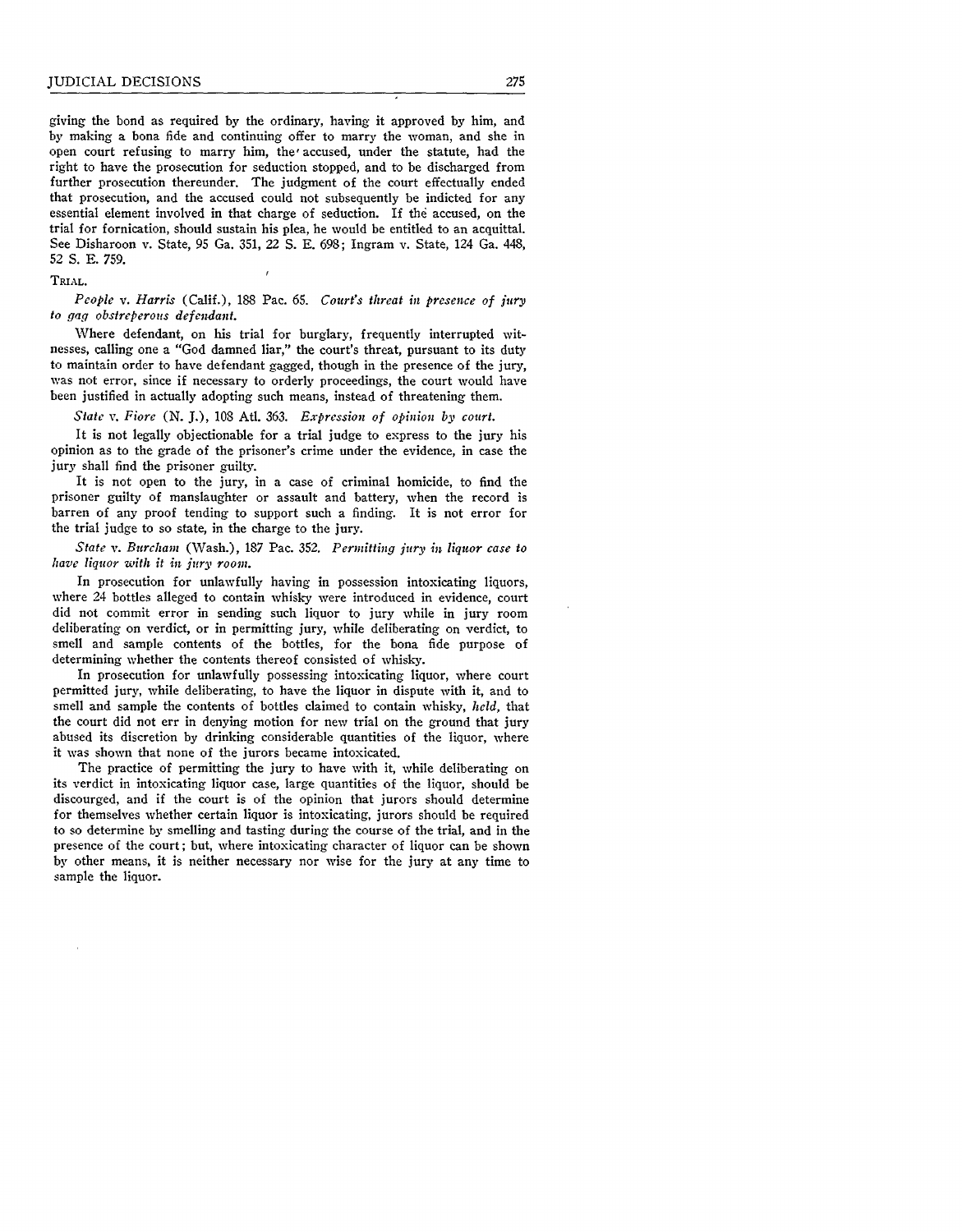giving the bond as required by the ordinary, having it approved by him, and by making a bona fide and continuing offer to marry the woman, and she in open court refusing to marry him, the accused, under the statute, had the right to have the prosecution for seduction stopped, and to be discharged from further prosecution thereunder. The judgment of the court effectually ended that prosecution, and the accused could not subsequently be indicted for any essential element involved in that charge of seduction. If the accused, on the trial for fornication, should sustain his plea, he would be entitled to an acquittal. See Disharoon v. State, 95 Ga. 351, 22 S. E. 698; Ingram v. State, 124 Ga. 448, 52 S. E. 759.

TRIAL.

*People* v. *Harris* (Calif.), 188 Pac. 65. *Court's threat in presence of jury to gag obstreperous defendant.*

Where defendant, on his trial for burglary, frequently interrupted witnesses, calling one a "God damned liar," the court's threat, pursuant to its duty to maintain order to have defendant gagged, though in the presence of the jury, was not error, since if necessary to orderly proceedings, the court would have been justified in actually adopting such means, instead of threatening them.

*State* v. *Fiore* (N. J.), 108 Atl. 363. *Expression of opinion by court.*

It is not legally objectionable for a trial judge to express to the jury his opinion as to the grade of the prisoner's crime under the evidence, in case the jury shall find the prisoner guilty.

It is not open to the jury, in a case of criminal homicide, to find the prisoner guilty of manslaughter or assault and battery, when the record is barren of any proof tending to support such a finding. It is not error for the trial judge to so state, in the charge to the jury.

*State* v. *Burcham* (Wash.), 187 Pac. 352. *Permitting jury in liquor case to have liquor with it in jury room.*

In prosecution for unlawfully having in possession intoxicating liquors, where 24 bottles alleged to contain whisky were introduced in evidence, court did not commit error in sending such liquor to jury while in jury room deliberating on verdict, or in permitting jury, while deliberating on verdict, to smell and sample contents of the bottles, for the bona fide purpose of determining whether the contents thereof consisted of whisky.

In prosecution for unlawfully possessing intoxicating liquor, where court permitted jury, while deliberating, to have the liquor in dispute with it, and to smell and sample the contents of bottles claimed to contain whisky, *held,* that the court did not err in denying motion for new trial on the ground that jury abused its discretion by drinking considerable quantities of the liquor, where it was shown that none of the jurors became intoxicated.

The practice of permitting the jury to have with it, while deliberating on its verdict in intoxicating liquor case, large quantities of the liquor, should be discourged, and if the court is of the opinion that jurors should determine for themselves whether certain liquor is intoxicating, jurors should be required to so determine by smelling and tasting during the course of the trial, and in the presence of the court; but, where intoxicating character of liquor can be shown by other means, it is neither necessary nor wise for the jury at any time to sample the liquor.